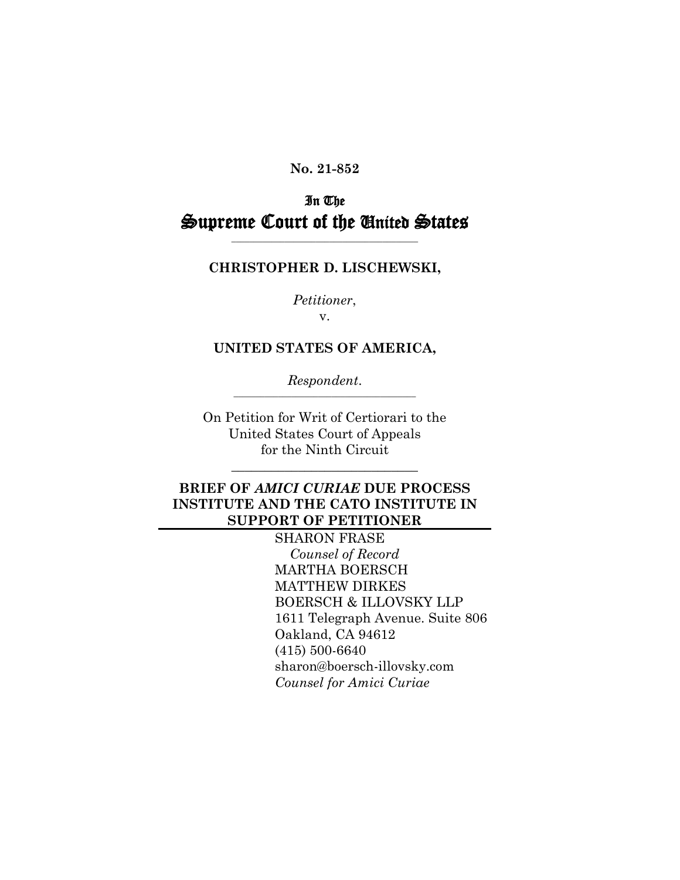**No. 21-852**

In The

# Supreme Court of the United States

---

**CHRISTOPHER D. LISCHEWSKI,**

*Petitioner*,

v.

**UNITED STATES OF AMERICA,**

*Respondent*.

---

On Petition for Writ of Certiorari to the United States Court of Appeals for the Ninth Circuit

---

**BRIEF OF *AMICI CURIAE* DUE PROCESS INSTITUTE AND THE CATO INSTITUTE IN SUPPORT OF PETITIONER**

SHARON FRASE
*Counsel of Record*
MARTHA BOERSCH
MATTHEW DIRKES
BOERSCH & ILLOVSKY LLP
1611 Telegraph Avenue. Suite 806
Oakland, CA 94612
(415) 500-6640
sharon@boersch-illovsky.com
*Counsel for Amici Curiae*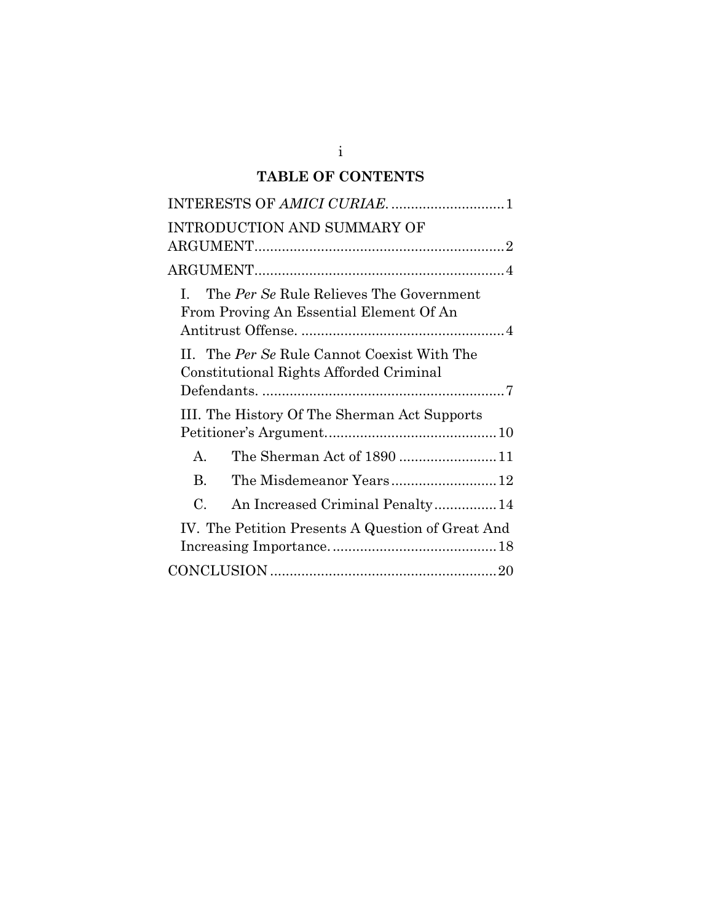# TABLE OF CONTENTS

INTERESTS OF *AMICI CURIAE*. .......... 1

INTRODUCTION AND SUMMARY OF ARGUMENT.......... 2

ARGUMENT.......... 4

I. The *Per Se* Rule Relieves The Government From Proving An Essential Element Of An Antitrust Offense. .......... 4

II. The *Per Se* Rule Cannot Coexist With The Constitutional Rights Afforded Criminal Defendants. .......... 7

III. The History Of The Sherman Act Supports Petitioner's Argument.......... 10

A. The Sherman Act of 1890 .......... 11

B. The Misdemeanor Years.......... 12

C. An Increased Criminal Penalty.......... 14

IV. The Petition Presents A Question of Great And Increasing Importance. .......... 18

CONCLUSION .......... 20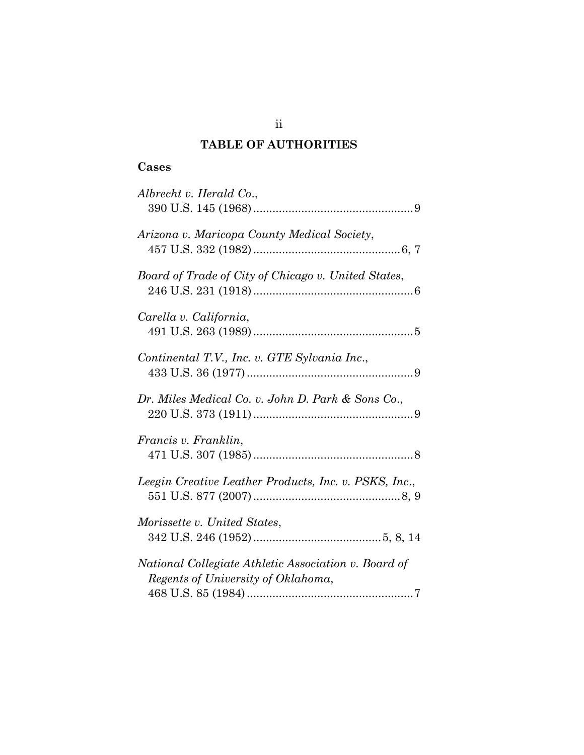# TABLE OF AUTHORITIES

## Cases

*Albrecht v. Herald Co.*,
390 U.S. 145 (1968) .................................................. 9

*Arizona v. Maricopa County Medical Society*,
457 U.S. 332 (1982) .............................................. 6, 7

*Board of Trade of City of Chicago v. United States*,
246 U.S. 231 (1918) .................................................. 6

*Carella v. California*,
491 U.S. 263 (1989) .................................................. 5

*Continental T.V., Inc. v. GTE Sylvania Inc.*,
433 U.S. 36 (1977) .................................................... 9

*Dr. Miles Medical Co. v. John D. Park & Sons Co.*,
220 U.S. 373 (1911) .................................................. 9

*Francis v. Franklin*,
471 U.S. 307 (1985) .................................................. 8

*Leegin Creative Leather Products, Inc. v. PSKS, Inc.*,
551 U.S. 877 (2007) .............................................. 8, 9

*Morissette v. United States*,
342 U.S. 246 (1952) ........................................ 5, 8, 14

*National Collegiate Athletic Association v. Board of Regents of University of Oklahoma*,
468 U.S. 85 (1984) .................................................... 7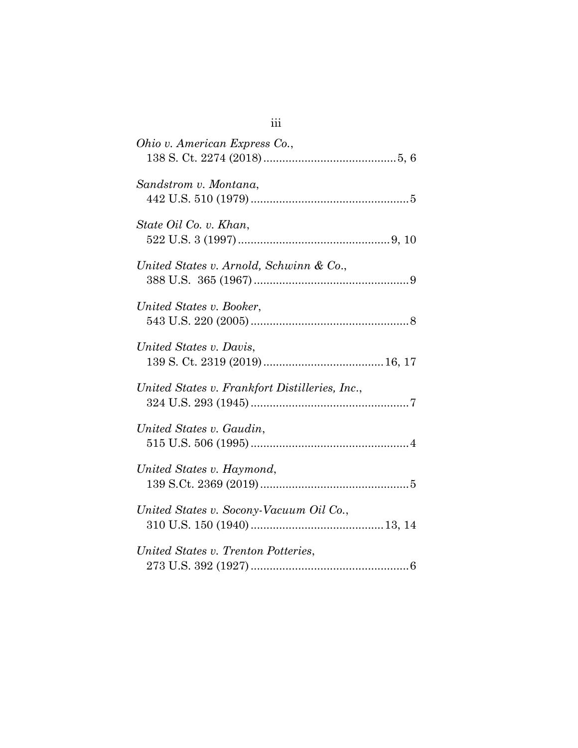*Ohio v. American Express Co.*,
138 S. Ct. 2274 (2018) .......................................... 5, 6

*Sandstrom v. Montana*,
442 U.S. 510 (1979) .................................................. 5

*State Oil Co. v. Khan*,
522 U.S. 3 (1997) ................................................ 9, 10

*United States v. Arnold, Schwinn & Co.*,
388 U.S. 365 (1967) .................................................. 9

*United States v. Booker*,
543 U.S. 220 (2005) .................................................. 8

*United States v. Davis*,
139 S. Ct. 2319 (2019) ...................................... 16, 17

*United States v. Frankfort Distilleries, Inc.*,
324 U.S. 293 (1945) .................................................. 7

*United States v. Gaudin*,
515 U.S. 506 (1995) .................................................. 4

*United States v. Haymond*,
139 S.Ct. 2369 (2019) ............................................... 5

*United States v. Socony-Vacuum Oil Co.*,
310 U.S. 150 (1940) .......................................... 13, 14

*United States v. Trenton Potteries*,
273 U.S. 392 (1927) .................................................. 6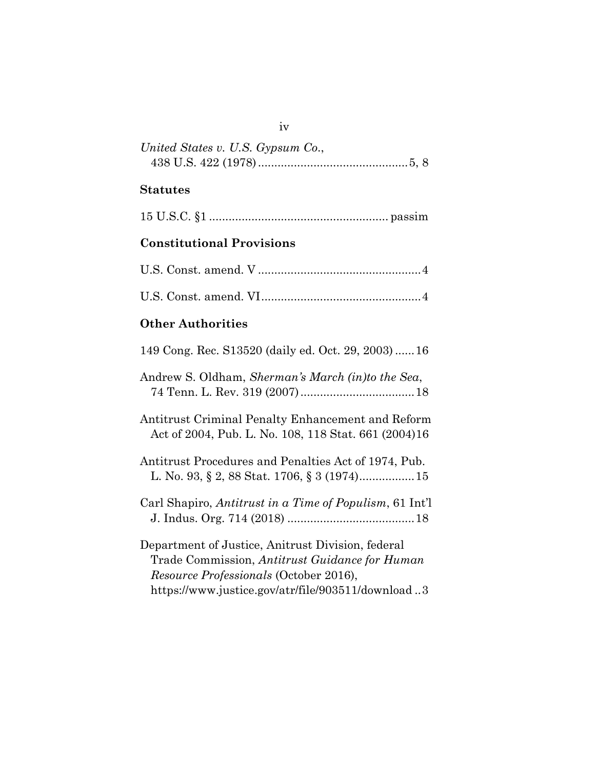*United States v. U.S. Gypsum Co.*, 438 U.S. 422 (1978) .............................................. 5, 8

### Statutes

15 U.S.C. §1 ....................................................... passim

### Constitutional Provisions

U.S. Const. amend. V .................................................. 4

U.S. Const. amend. VI ................................................. 4

### Other Authorities

149 Cong. Rec. S13520 (daily ed. Oct. 29, 2003) ...... 16

Andrew S. Oldham, *Sherman's March (in)to the Sea*, 74 Tenn. L. Rev. 319 (2007) ................................... 18

Antitrust Criminal Penalty Enhancement and Reform Act of 2004, Pub. L. No. 108, 118 Stat. 661 (2004)16

Antitrust Procedures and Penalties Act of 1974, Pub. L. No. 93, § 2, 88 Stat. 1706, § 3 (1974)................. 15

Carl Shapiro, *Antitrust in a Time of Populism*, 61 Int'l J. Indus. Org. 714 (2018) ....................................... 18

Department of Justice, Anitrust Division, federal Trade Commission, *Antitrust Guidance for Human Resource Professionals* (October 2016), https://www.justice.gov/atr/file/903511/download .. 3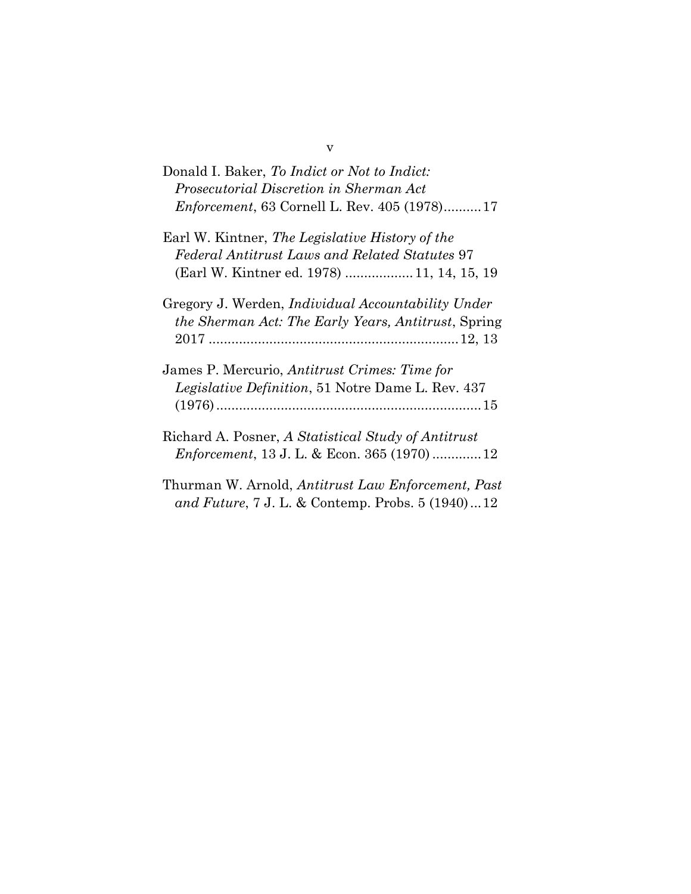Donald I. Baker, *To Indict or Not to Indict: Prosecutorial Discretion in Sherman Act Enforcement*, 63 Cornell L. Rev. 405 (1978)..........17

Earl W. Kintner, *The Legislative History of the Federal Antitrust Laws and Related Statutes* 97 (Earl W. Kintner ed. 1978) ..................11, 14, 15, 19

Gregory J. Werden, *Individual Accountability Under the Sherman Act: The Early Years, Antitrust*, Spring 2017 ...................................................................12, 13

James P. Mercurio, *Antitrust Crimes: Time for Legislative Definition*, 51 Notre Dame L. Rev. 437 (1976).......................................................................15

Richard A. Posner, *A Statistical Study of Antitrust Enforcement*, 13 J. L. & Econ. 365 (1970).............12

Thurman W. Arnold, *Antitrust Law Enforcement, Past and Future*, 7 J. L. & Contemp. Probs. 5 (1940)...12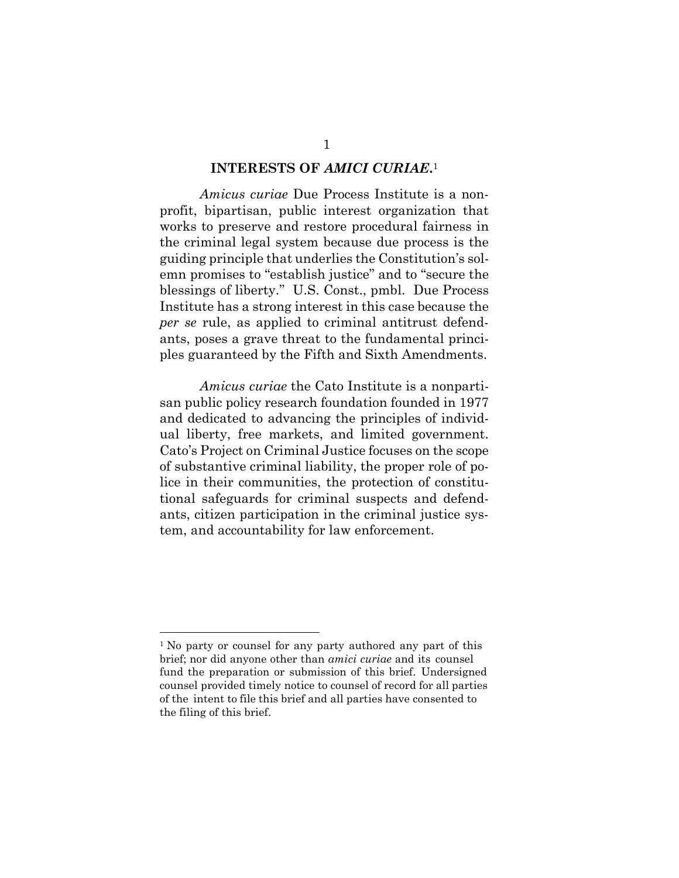## INTERESTS OF *AMICI CURIAE*.[1]

*Amicus curiae* Due Process Institute is a non-profit, bipartisan, public interest organization that works to preserve and restore procedural fairness in the criminal legal system because due process is the guiding principle that underlies the Constitution's solemn promises to "establish justice" and to "secure the blessings of liberty." U.S. Const., pmbl. Due Process Institute has a strong interest in this case because the *per se* rule, as applied to criminal antitrust defendants, poses a grave threat to the fundamental principles guaranteed by the Fifth and Sixth Amendments.

*Amicus curiae* the Cato Institute is a nonpartisan public policy research foundation founded in 1977 and dedicated to advancing the principles of individual liberty, free markets, and limited government. Cato's Project on Criminal Justice focuses on the scope of substantive criminal liability, the proper role of police in their communities, the protection of constitutional safeguards for criminal suspects and defendants, citizen participation in the criminal justice system, and accountability for law enforcement.

---

[1] No party or counsel for any party authored any part of this brief; nor did anyone other than *amici curiae* and its counsel fund the preparation or submission of this brief. Undersigned counsel provided timely notice to counsel of record for all parties of the intent to file this brief and all parties have consented to the filing of this brief.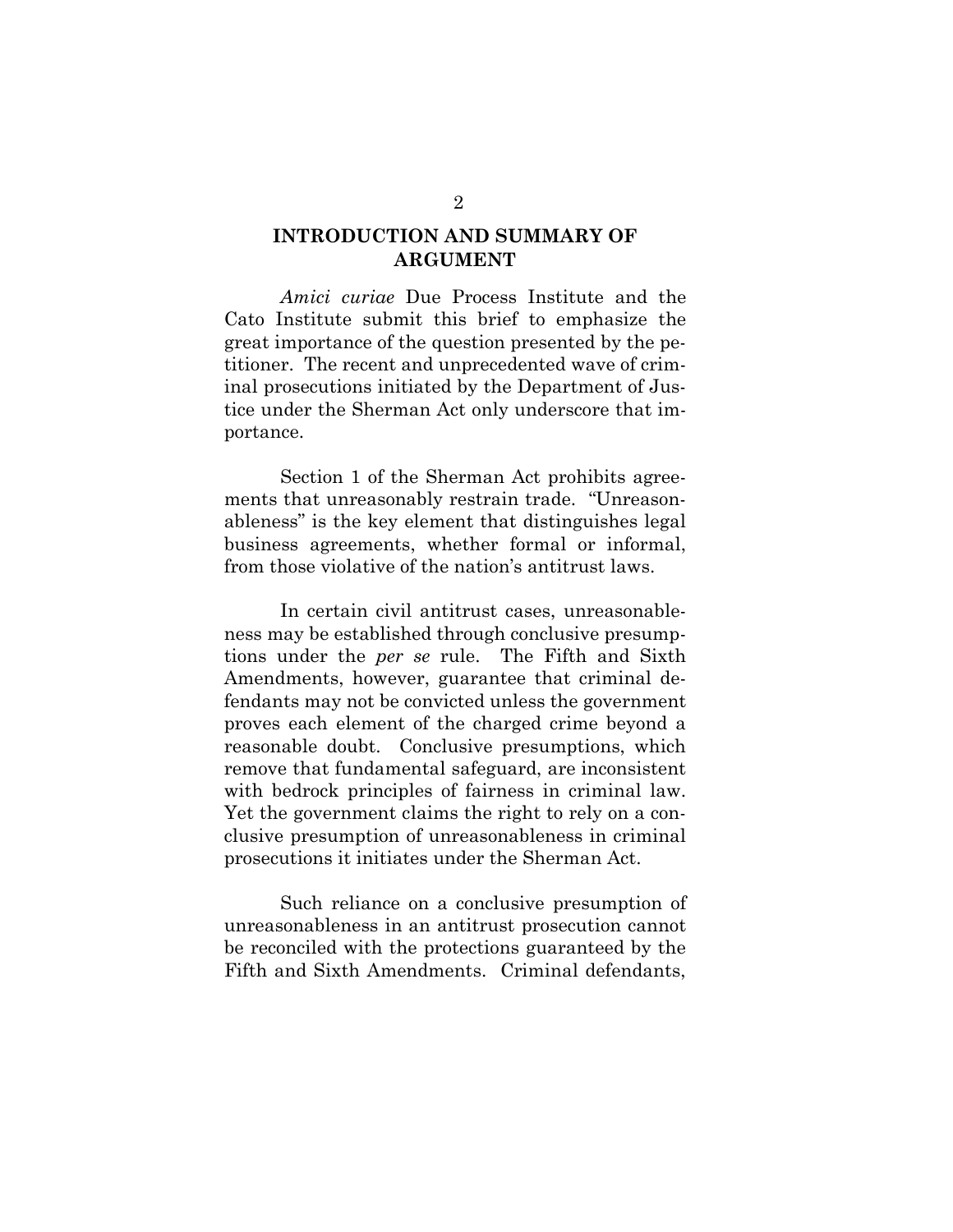## INTRODUCTION AND SUMMARY OF ARGUMENT

*Amici curiae* Due Process Institute and the Cato Institute submit this brief to emphasize the great importance of the question presented by the petitioner. The recent and unprecedented wave of criminal prosecutions initiated by the Department of Justice under the Sherman Act only underscore that importance.

Section 1 of the Sherman Act prohibits agreements that unreasonably restrain trade. "Unreasonableness" is the key element that distinguishes legal business agreements, whether formal or informal, from those violative of the nation's antitrust laws.

In certain civil antitrust cases, unreasonableness may be established through conclusive presumptions under the *per se* rule. The Fifth and Sixth Amendments, however, guarantee that criminal defendants may not be convicted unless the government proves each element of the charged crime beyond a reasonable doubt. Conclusive presumptions, which remove that fundamental safeguard, are inconsistent with bedrock principles of fairness in criminal law. Yet the government claims the right to rely on a conclusive presumption of unreasonableness in criminal prosecutions it initiates under the Sherman Act.

Such reliance on a conclusive presumption of unreasonableness in an antitrust prosecution cannot be reconciled with the protections guaranteed by the Fifth and Sixth Amendments. Criminal defendants,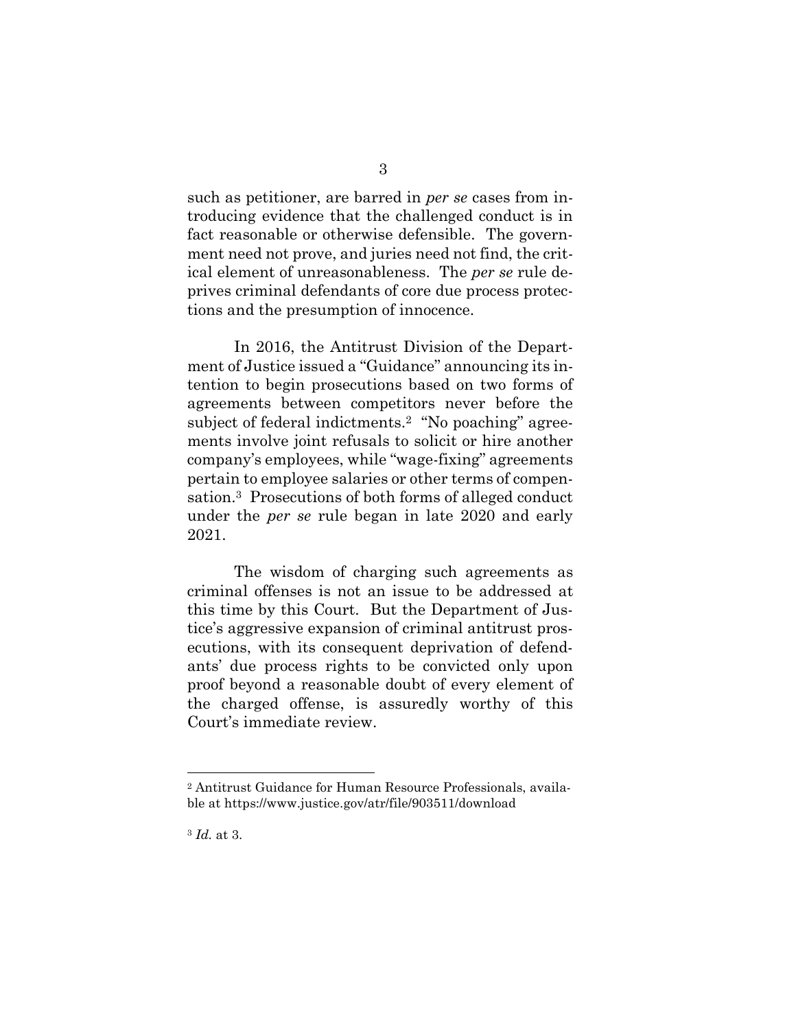such as petitioner, are barred in *per se* cases from introducing evidence that the challenged conduct is in fact reasonable or otherwise defensible. The government need not prove, and juries need not find, the critical element of unreasonableness. The *per se* rule deprives criminal defendants of core due process protections and the presumption of innocence.

In 2016, the Antitrust Division of the Department of Justice issued a "Guidance" announcing its intention to begin prosecutions based on two forms of agreements between competitors never before the subject of federal indictments.[2] "No poaching" agreements involve joint refusals to solicit or hire another company's employees, while "wage-fixing" agreements pertain to employee salaries or other terms of compensation.[3] Prosecutions of both forms of alleged conduct under the *per se* rule began in late 2020 and early 2021.

The wisdom of charging such agreements as criminal offenses is not an issue to be addressed at this time by this Court. But the Department of Justice's aggressive expansion of criminal antitrust prosecutions, with its consequent deprivation of defendants' due process rights to be convicted only upon proof beyond a reasonable doubt of every element of the charged offense, is assuredly worthy of this Court's immediate review.

---

[2] Antitrust Guidance for Human Resource Professionals, available at https://www.justice.gov/atr/file/903511/download

[3] *Id.* at 3.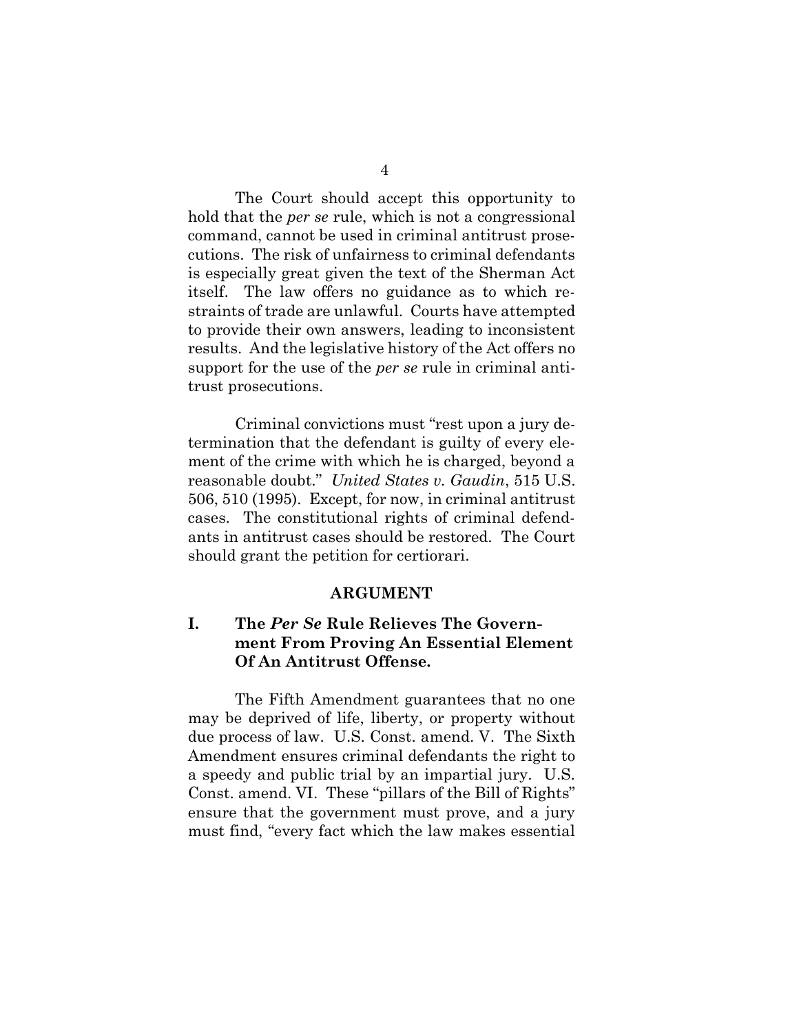The Court should accept this opportunity to hold that the *per se* rule, which is not a congressional command, cannot be used in criminal antitrust prosecutions. The risk of unfairness to criminal defendants is especially great given the text of the Sherman Act itself. The law offers no guidance as to which restraints of trade are unlawful. Courts have attempted to provide their own answers, leading to inconsistent results. And the legislative history of the Act offers no support for the use of the *per se* rule in criminal antitrust prosecutions.

Criminal convictions must "rest upon a jury determination that the defendant is guilty of every element of the crime with which he is charged, beyond a reasonable doubt." *United States v. Gaudin*, 515 U.S. 506, 510 (1995). Except, for now, in criminal antitrust cases. The constitutional rights of criminal defendants in antitrust cases should be restored. The Court should grant the petition for certiorari.

## ARGUMENT

### I. The *Per Se* Rule Relieves The Government From Proving An Essential Element Of An Antitrust Offense.

The Fifth Amendment guarantees that no one may be deprived of life, liberty, or property without due process of law. U.S. Const. amend. V. The Sixth Amendment ensures criminal defendants the right to a speedy and public trial by an impartial jury. U.S. Const. amend. VI. These "pillars of the Bill of Rights" ensure that the government must prove, and a jury must find, "every fact which the law makes essential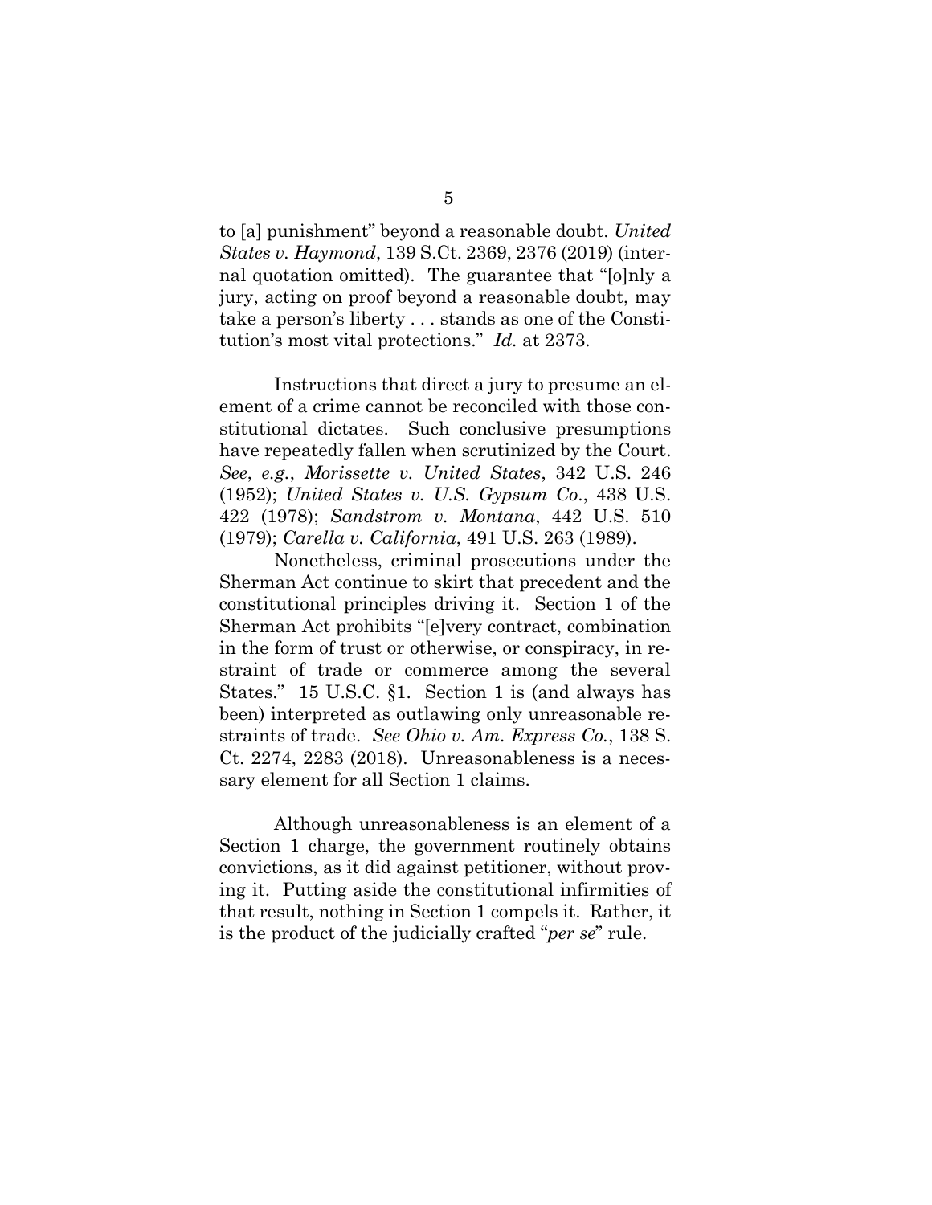to [a] punishment" beyond a reasonable doubt. *United States v. Haymond*, 139 S.Ct. 2369, 2376 (2019) (internal quotation omitted). The guarantee that "[o]nly a jury, acting on proof beyond a reasonable doubt, may take a person's liberty . . . stands as one of the Constitution's most vital protections." *Id.* at 2373.

Instructions that direct a jury to presume an element of a crime cannot be reconciled with those constitutional dictates. Such conclusive presumptions have repeatedly fallen when scrutinized by the Court. *See*, *e.g.*, *Morissette v. United States*, 342 U.S. 246 (1952); *United States v. U.S. Gypsum Co.*, 438 U.S. 422 (1978); *Sandstrom v. Montana*, 442 U.S. 510 (1979); *Carella v. California*, 491 U.S. 263 (1989).

Nonetheless, criminal prosecutions under the Sherman Act continue to skirt that precedent and the constitutional principles driving it. Section 1 of the Sherman Act prohibits "[e]very contract, combination in the form of trust or otherwise, or conspiracy, in restraint of trade or commerce among the several States." 15 U.S.C. §1. Section 1 is (and always has been) interpreted as outlawing only unreasonable restraints of trade. *See Ohio v. Am. Express Co.*, 138 S. Ct. 2274, 2283 (2018). Unreasonableness is a necessary element for all Section 1 claims.

Although unreasonableness is an element of a Section 1 charge, the government routinely obtains convictions, as it did against petitioner, without proving it. Putting aside the constitutional infirmities of that result, nothing in Section 1 compels it. Rather, it is the product of the judicially crafted "*per se*" rule.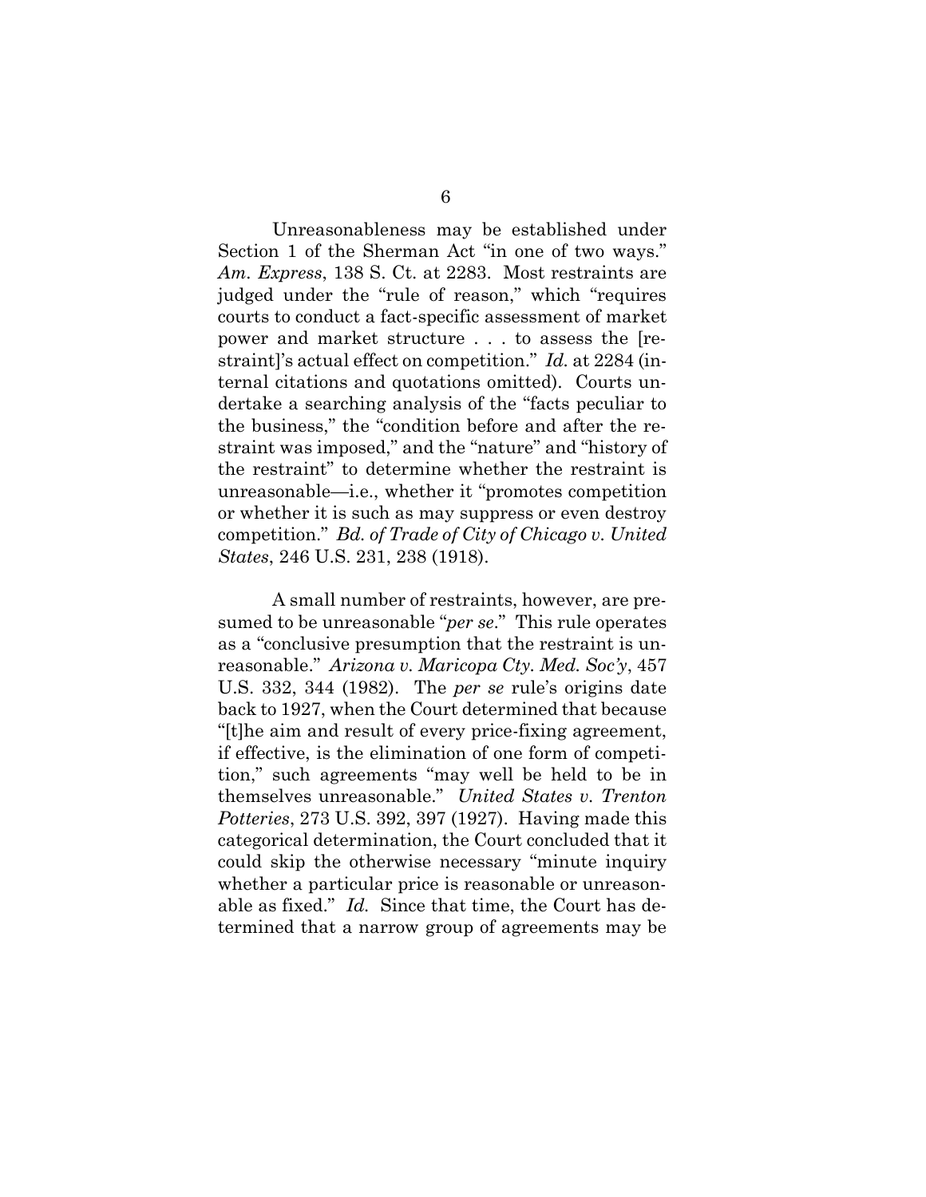Unreasonableness may be established under Section 1 of the Sherman Act "in one of two ways." *Am. Express*, 138 S. Ct. at 2283. Most restraints are judged under the "rule of reason," which "requires courts to conduct a fact-specific assessment of market power and market structure . . . to assess the [restraint]'s actual effect on competition." *Id.* at 2284 (internal citations and quotations omitted). Courts undertake a searching analysis of the "facts peculiar to the business," the "condition before and after the restraint was imposed," and the "nature" and "history of the restraint" to determine whether the restraint is unreasonable—i.e., whether it "promotes competition or whether it is such as may suppress or even destroy competition." *Bd. of Trade of City of Chicago v. United States*, 246 U.S. 231, 238 (1918).

A small number of restraints, however, are presumed to be unreasonable "*per se*." This rule operates as a "conclusive presumption that the restraint is unreasonable." *Arizona v. Maricopa Cty. Med. Soc'y*, 457 U.S. 332, 344 (1982). The *per se* rule's origins date back to 1927, when the Court determined that because "[t]he aim and result of every price-fixing agreement, if effective, is the elimination of one form of competition," such agreements "may well be held to be in themselves unreasonable." *United States v. Trenton Potteries*, 273 U.S. 392, 397 (1927). Having made this categorical determination, the Court concluded that it could skip the otherwise necessary "minute inquiry whether a particular price is reasonable or unreasonable as fixed." *Id.* Since that time, the Court has determined that a narrow group of agreements may be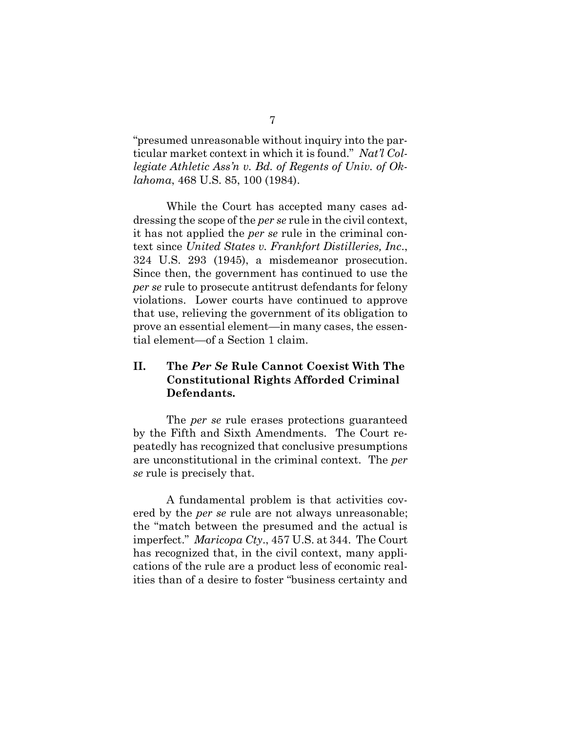"presumed unreasonable without inquiry into the particular market context in which it is found." *Nat'l Collegiate Athletic Ass'n v. Bd. of Regents of Univ. of Oklahoma*, 468 U.S. 85, 100 (1984).

While the Court has accepted many cases addressing the scope of the *per se* rule in the civil context, it has not applied the *per se* rule in the criminal context since *United States v. Frankfort Distilleries, Inc.*, 324 U.S. 293 (1945), a misdemeanor prosecution. Since then, the government has continued to use the *per se* rule to prosecute antitrust defendants for felony violations. Lower courts have continued to approve that use, relieving the government of its obligation to prove an essential element—in many cases, the essential element—of a Section 1 claim.

## II. The *Per Se* Rule Cannot Coexist With The Constitutional Rights Afforded Criminal Defendants.

The *per se* rule erases protections guaranteed by the Fifth and Sixth Amendments. The Court repeatedly has recognized that conclusive presumptions are unconstitutional in the criminal context. The *per se* rule is precisely that.

A fundamental problem is that activities covered by the *per se* rule are not always unreasonable; the "match between the presumed and the actual is imperfect." *Maricopa Cty.*, 457 U.S. at 344. The Court has recognized that, in the civil context, many applications of the rule are a product less of economic realities than of a desire to foster "business certainty and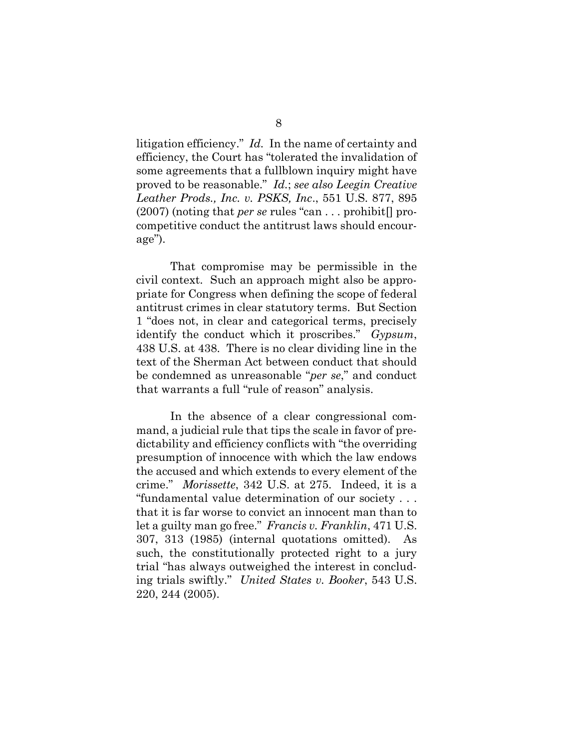litigation efficiency." *Id.* In the name of certainty and efficiency, the Court has "tolerated the invalidation of some agreements that a fullblown inquiry might have proved to be reasonable." *Id.*; *see also Leegin Creative Leather Prods., Inc. v. PSKS, Inc.*, 551 U.S. 877, 895 (2007) (noting that *per se* rules "can . . . prohibit[] procompetitive conduct the antitrust laws should encourage").

That compromise may be permissible in the civil context. Such an approach might also be appropriate for Congress when defining the scope of federal antitrust crimes in clear statutory terms. But Section 1 "does not, in clear and categorical terms, precisely identify the conduct which it proscribes." *Gypsum*, 438 U.S. at 438. There is no clear dividing line in the text of the Sherman Act between conduct that should be condemned as unreasonable "*per se*," and conduct that warrants a full "rule of reason" analysis.

In the absence of a clear congressional command, a judicial rule that tips the scale in favor of predictability and efficiency conflicts with "the overriding presumption of innocence with which the law endows the accused and which extends to every element of the crime." *Morissette*, 342 U.S. at 275. Indeed, it is a "fundamental value determination of our society . . . that it is far worse to convict an innocent man than to let a guilty man go free." *Francis v. Franklin*, 471 U.S. 307, 313 (1985) (internal quotations omitted). As such, the constitutionally protected right to a jury trial "has always outweighed the interest in concluding trials swiftly." *United States v. Booker*, 543 U.S. 220, 244 (2005).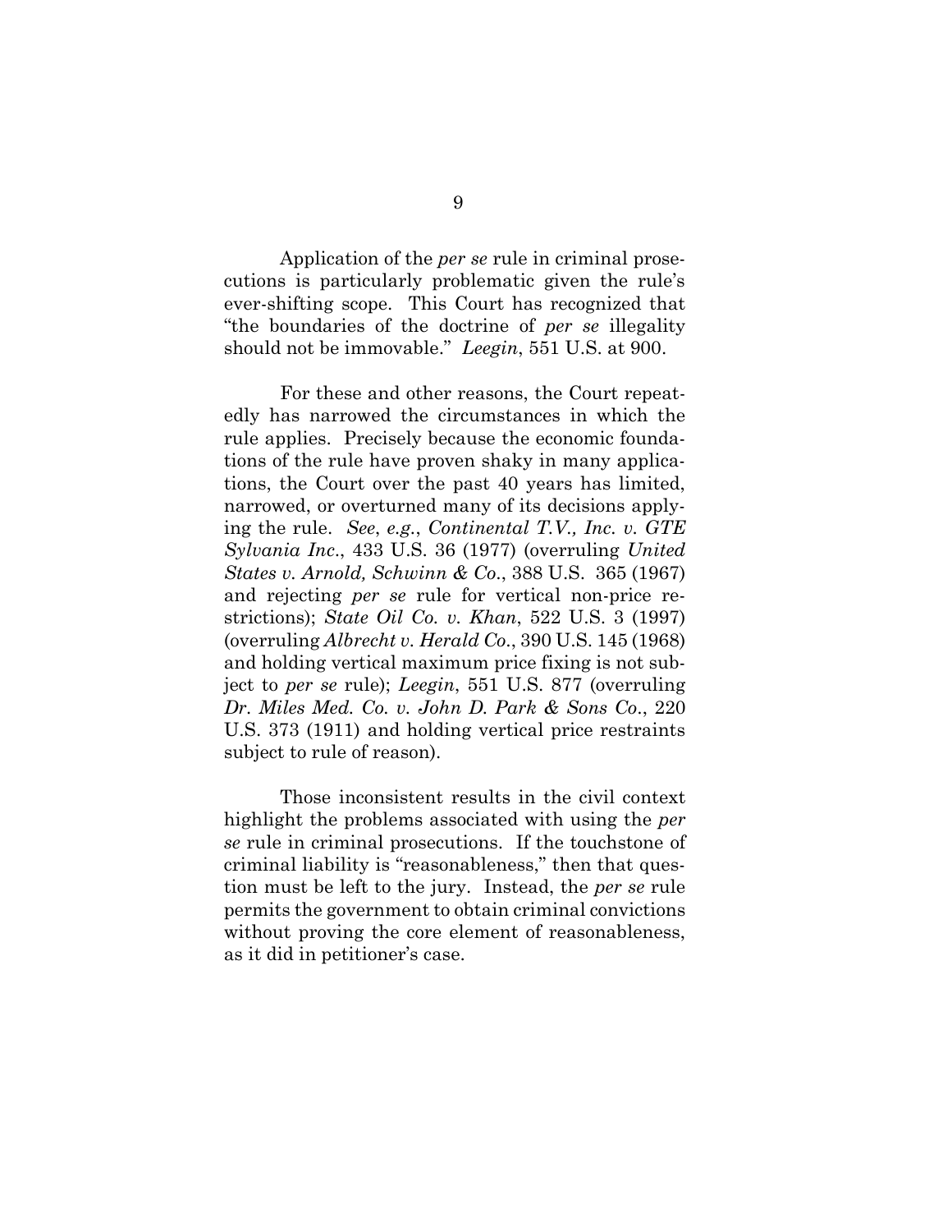Application of the *per se* rule in criminal prosecutions is particularly problematic given the rule's ever-shifting scope. This Court has recognized that "the boundaries of the doctrine of *per se* illegality should not be immovable." *Leegin*, 551 U.S. at 900.

For these and other reasons, the Court repeatedly has narrowed the circumstances in which the rule applies. Precisely because the economic foundations of the rule have proven shaky in many applications, the Court over the past 40 years has limited, narrowed, or overturned many of its decisions applying the rule. *See*, *e.g.*, *Continental T.V., Inc. v. GTE Sylvania Inc.*, 433 U.S. 36 (1977) (overruling *United States v. Arnold, Schwinn & Co.*, 388 U.S. 365 (1967) and rejecting *per se* rule for vertical non-price restrictions); *State Oil Co. v. Khan*, 522 U.S. 3 (1997) (overruling *Albrecht v. Herald Co.*, 390 U.S. 145 (1968) and holding vertical maximum price fixing is not subject to *per se* rule); *Leegin*, 551 U.S. 877 (overruling *Dr. Miles Med. Co. v. John D. Park & Sons Co.*, 220 U.S. 373 (1911) and holding vertical price restraints subject to rule of reason).

Those inconsistent results in the civil context highlight the problems associated with using the *per se* rule in criminal prosecutions. If the touchstone of criminal liability is "reasonableness," then that question must be left to the jury. Instead, the *per se* rule permits the government to obtain criminal convictions without proving the core element of reasonableness, as it did in petitioner's case.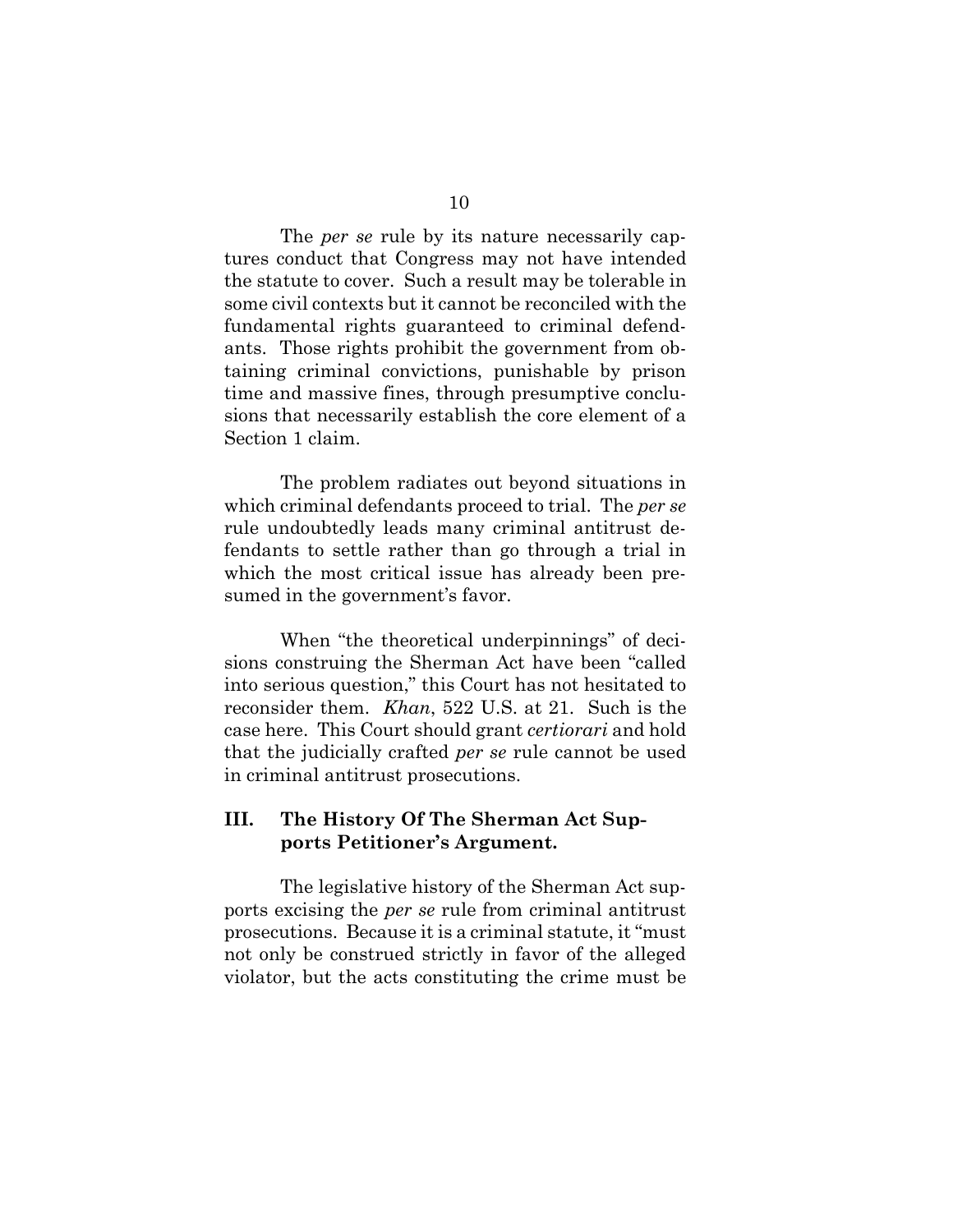The *per se* rule by its nature necessarily captures conduct that Congress may not have intended the statute to cover. Such a result may be tolerable in some civil contexts but it cannot be reconciled with the fundamental rights guaranteed to criminal defendants. Those rights prohibit the government from obtaining criminal convictions, punishable by prison time and massive fines, through presumptive conclusions that necessarily establish the core element of a Section 1 claim.

The problem radiates out beyond situations in which criminal defendants proceed to trial. The *per se* rule undoubtedly leads many criminal antitrust defendants to settle rather than go through a trial in which the most critical issue has already been presumed in the government's favor.

When "the theoretical underpinnings" of decisions construing the Sherman Act have been "called into serious question," this Court has not hesitated to reconsider them. *Khan*, 522 U.S. at 21. Such is the case here. This Court should grant *certiorari* and hold that the judicially crafted *per se* rule cannot be used in criminal antitrust prosecutions.

## III. The History Of The Sherman Act Supports Petitioner's Argument.

The legislative history of the Sherman Act supports excising the *per se* rule from criminal antitrust prosecutions. Because it is a criminal statute, it "must not only be construed strictly in favor of the alleged violator, but the acts constituting the crime must be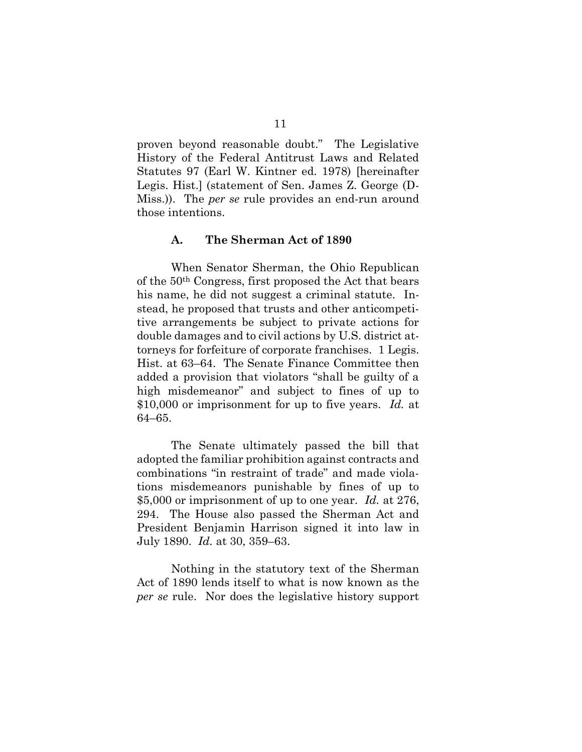proven beyond reasonable doubt." The Legislative History of the Federal Antitrust Laws and Related Statutes 97 (Earl W. Kintner ed. 1978) [hereinafter Legis. Hist.] (statement of Sen. James Z. George (D-Miss.)). The *per se* rule provides an end-run around those intentions.

### A. The Sherman Act of 1890

When Senator Sherman, the Ohio Republican of the 50th Congress, first proposed the Act that bears his name, he did not suggest a criminal statute. Instead, he proposed that trusts and other anticompetitive arrangements be subject to private actions for double damages and to civil actions by U.S. district attorneys for forfeiture of corporate franchises. 1 Legis. Hist. at 63–64. The Senate Finance Committee then added a provision that violators "shall be guilty of a high misdemeanor" and subject to fines of up to \$10,000 or imprisonment for up to five years. *Id.* at 64–65.

The Senate ultimately passed the bill that adopted the familiar prohibition against contracts and combinations "in restraint of trade" and made violations misdemeanors punishable by fines of up to \$5,000 or imprisonment of up to one year. *Id.* at 276, 294. The House also passed the Sherman Act and President Benjamin Harrison signed it into law in July 1890. *Id.* at 30, 359–63.

Nothing in the statutory text of the Sherman Act of 1890 lends itself to what is now known as the *per se* rule. Nor does the legislative history support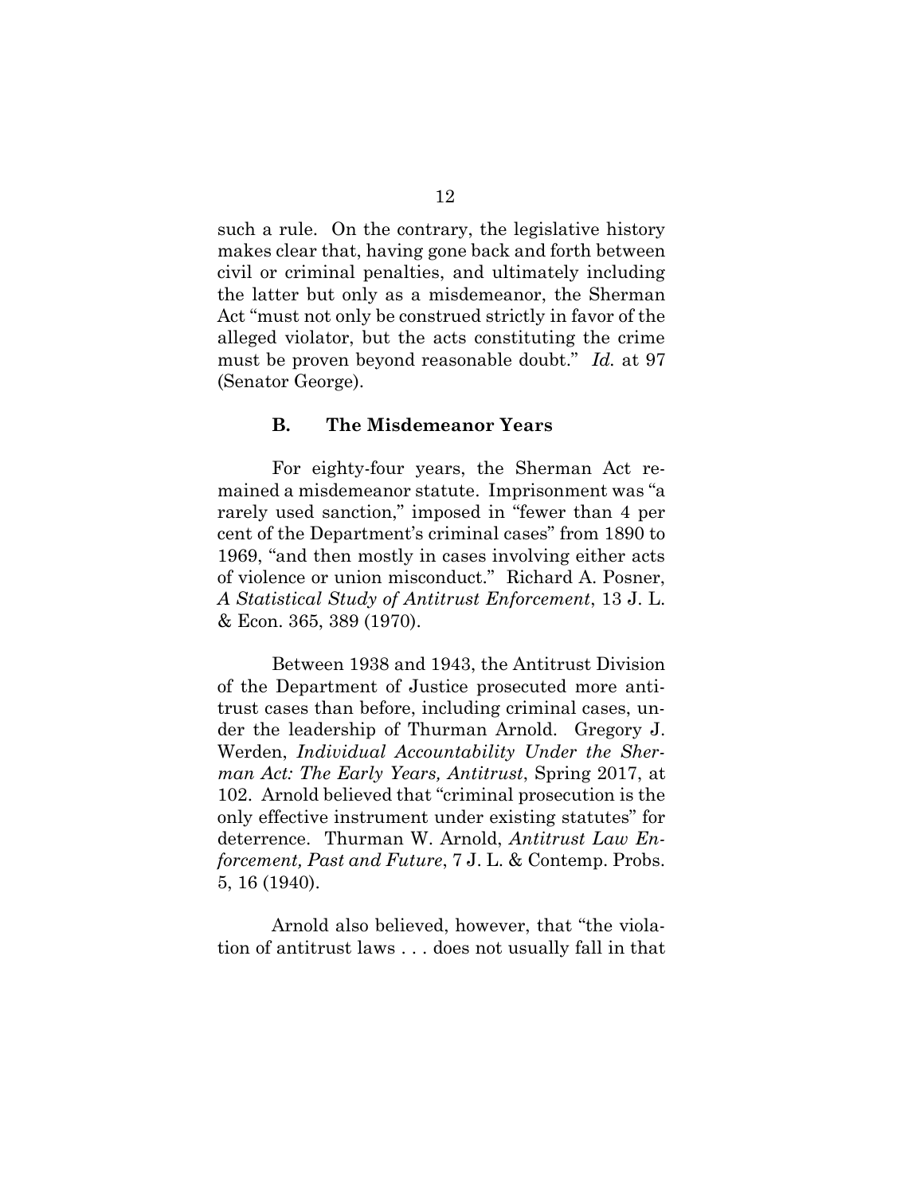such a rule. On the contrary, the legislative history makes clear that, having gone back and forth between civil or criminal penalties, and ultimately including the latter but only as a misdemeanor, the Sherman Act "must not only be construed strictly in favor of the alleged violator, but the acts constituting the crime must be proven beyond reasonable doubt." *Id.* at 97 (Senator George).

### B. The Misdemeanor Years

For eighty-four years, the Sherman Act remained a misdemeanor statute. Imprisonment was "a rarely used sanction," imposed in "fewer than 4 per cent of the Department's criminal cases" from 1890 to 1969, "and then mostly in cases involving either acts of violence or union misconduct." Richard A. Posner, *A Statistical Study of Antitrust Enforcement*, 13 J. L. & Econ. 365, 389 (1970).

Between 1938 and 1943, the Antitrust Division of the Department of Justice prosecuted more antitrust cases than before, including criminal cases, under the leadership of Thurman Arnold. Gregory J. Werden, *Individual Accountability Under the Sherman Act: The Early Years, Antitrust*, Spring 2017, at 102. Arnold believed that "criminal prosecution is the only effective instrument under existing statutes" for deterrence. Thurman W. Arnold, *Antitrust Law Enforcement, Past and Future*, 7 J. L. & Contemp. Probs. 5, 16 (1940).

Arnold also believed, however, that "the violation of antitrust laws . . . does not usually fall in that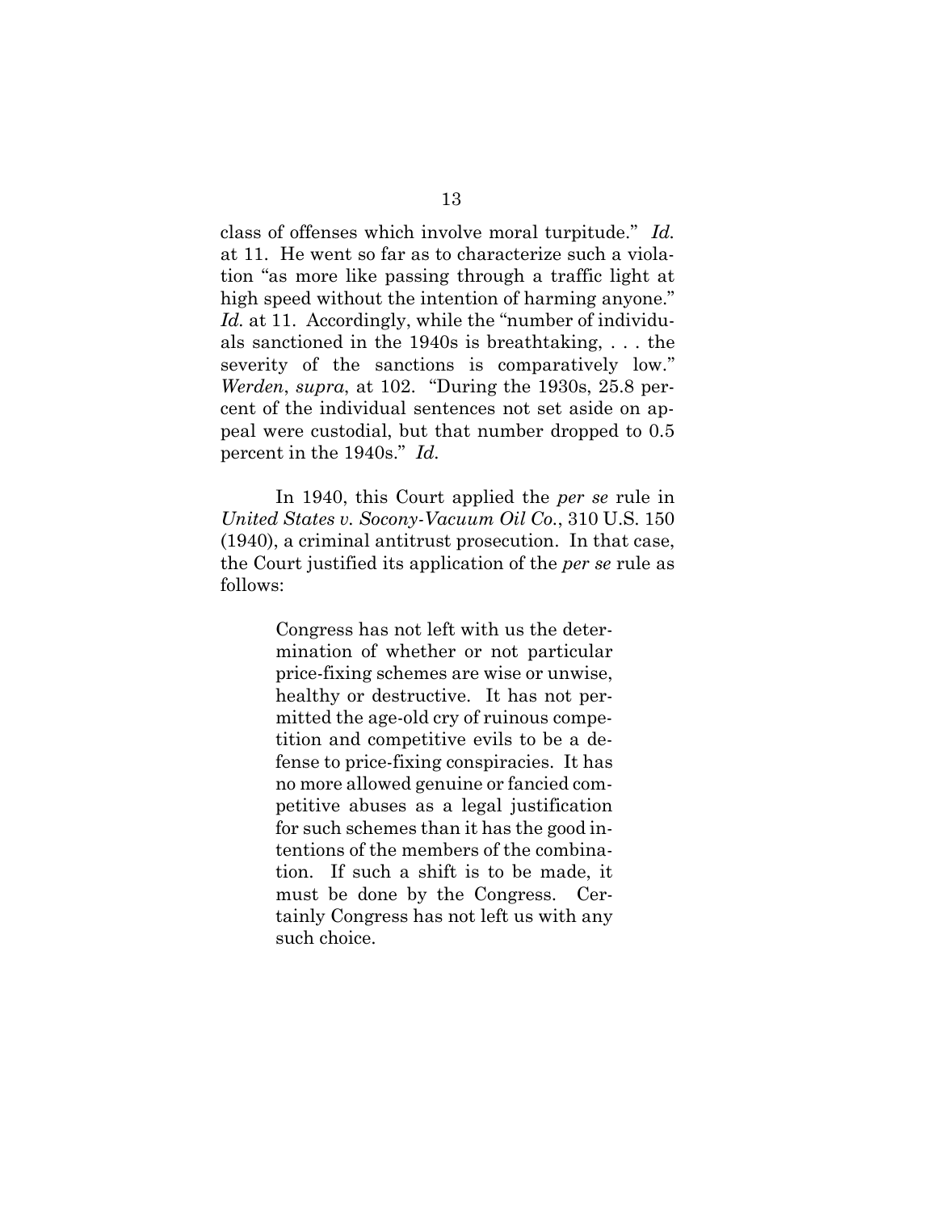class of offenses which involve moral turpitude." *Id.* at 11. He went so far as to characterize such a violation "as more like passing through a traffic light at high speed without the intention of harming anyone." *Id.* at 11. Accordingly, while the "number of individuals sanctioned in the 1940s is breathtaking, . . . the severity of the sanctions is comparatively low." *Werden*, *supra*, at 102. "During the 1930s, 25.8 percent of the individual sentences not set aside on appeal were custodial, but that number dropped to 0.5 percent in the 1940s." *Id.*

In 1940, this Court applied the *per se* rule in *United States v. Socony-Vacuum Oil Co.*, 310 U.S. 150 (1940), a criminal antitrust prosecution. In that case, the Court justified its application of the *per se* rule as follows:

> Congress has not left with us the determination of whether or not particular price-fixing schemes are wise or unwise, healthy or destructive. It has not permitted the age-old cry of ruinous competition and competitive evils to be a defense to price-fixing conspiracies. It has no more allowed genuine or fancied competitive abuses as a legal justification for such schemes than it has the good intentions of the members of the combination. If such a shift is to be made, it must be done by the Congress. Certainly Congress has not left us with any such choice.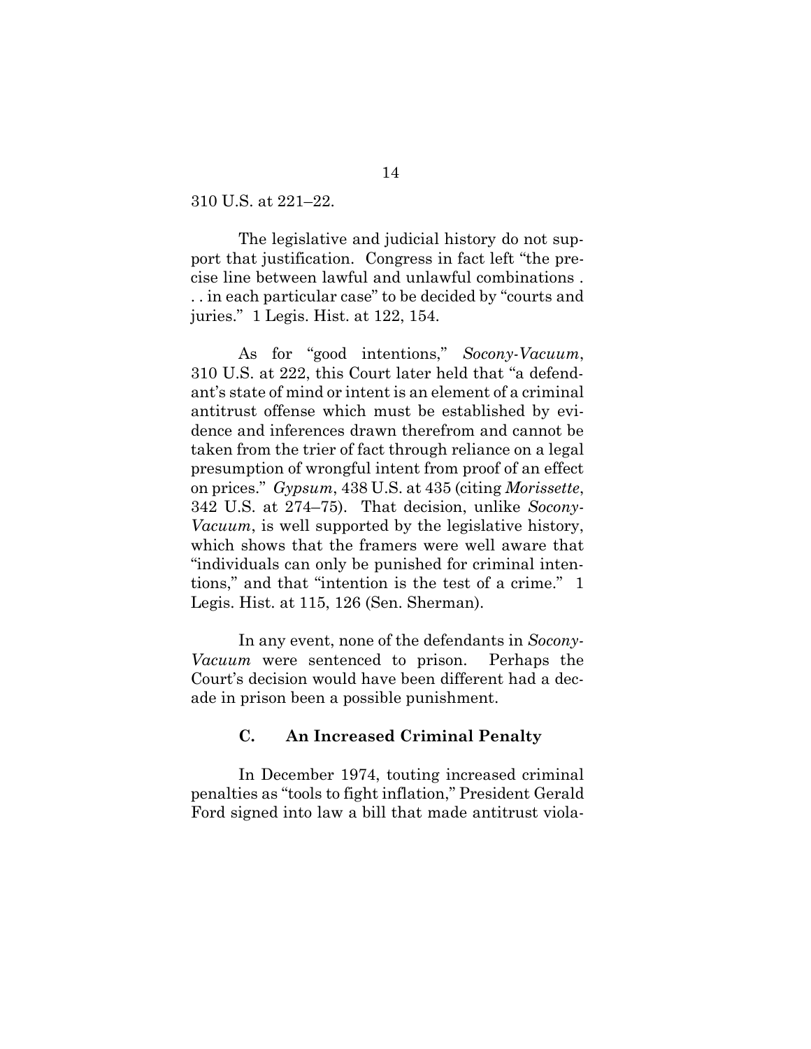310 U.S. at 221–22.

The legislative and judicial history do not support that justification. Congress in fact left "the precise line between lawful and unlawful combinations . . . in each particular case" to be decided by "courts and juries." 1 Legis. Hist. at 122, 154.

As for "good intentions," *Socony-Vacuum*, 310 U.S. at 222, this Court later held that "a defendant's state of mind or intent is an element of a criminal antitrust offense which must be established by evidence and inferences drawn therefrom and cannot be taken from the trier of fact through reliance on a legal presumption of wrongful intent from proof of an effect on prices." *Gypsum*, 438 U.S. at 435 (citing *Morissette*, 342 U.S. at 274–75). That decision, unlike *Socony-Vacuum*, is well supported by the legislative history, which shows that the framers were well aware that "individuals can only be punished for criminal intentions," and that "intention is the test of a crime." 1 Legis. Hist. at 115, 126 (Sen. Sherman).

In any event, none of the defendants in *Socony-Vacuum* were sentenced to prison. Perhaps the Court's decision would have been different had a decade in prison been a possible punishment.

### C. An Increased Criminal Penalty

In December 1974, touting increased criminal penalties as "tools to fight inflation," President Gerald Ford signed into law a bill that made antitrust viola-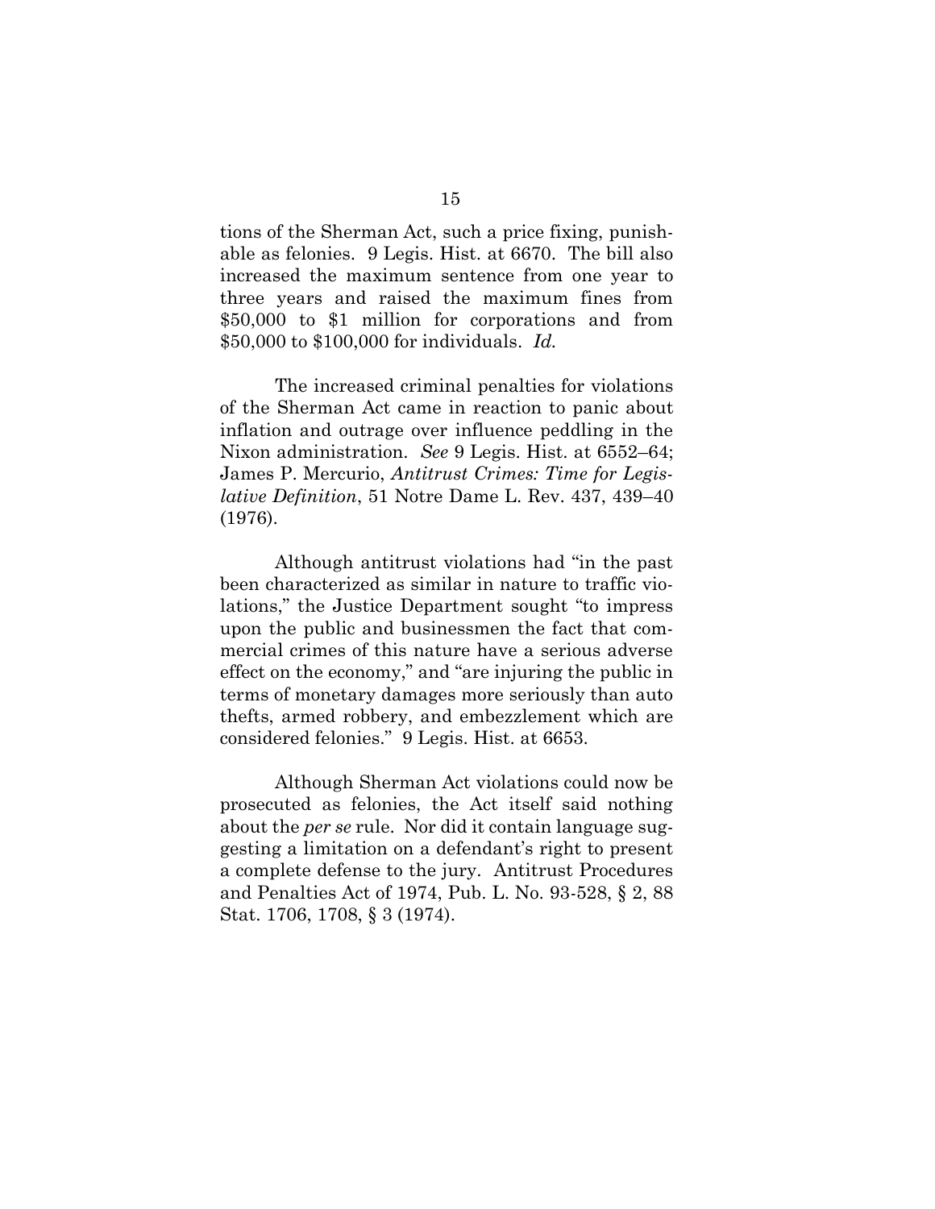tions of the Sherman Act, such a price fixing, punishable as felonies. 9 Legis. Hist. at 6670. The bill also increased the maximum sentence from one year to three years and raised the maximum fines from $50,000 to $1 million for corporations and from $50,000 to $100,000 for individuals. *Id.*

The increased criminal penalties for violations of the Sherman Act came in reaction to panic about inflation and outrage over influence peddling in the Nixon administration. *See* 9 Legis. Hist. at 6552–64; James P. Mercurio, *Antitrust Crimes: Time for Legislative Definition*, 51 Notre Dame L. Rev. 437, 439–40 (1976).

Although antitrust violations had "in the past been characterized as similar in nature to traffic violations," the Justice Department sought "to impress upon the public and businessmen the fact that commercial crimes of this nature have a serious adverse effect on the economy," and "are injuring the public in terms of monetary damages more seriously than auto thefts, armed robbery, and embezzlement which are considered felonies." 9 Legis. Hist. at 6653.

Although Sherman Act violations could now be prosecuted as felonies, the Act itself said nothing about the *per se* rule. Nor did it contain language suggesting a limitation on a defendant's right to present a complete defense to the jury. Antitrust Procedures and Penalties Act of 1974, Pub. L. No. 93-528, § 2, 88 Stat. 1706, 1708, § 3 (1974).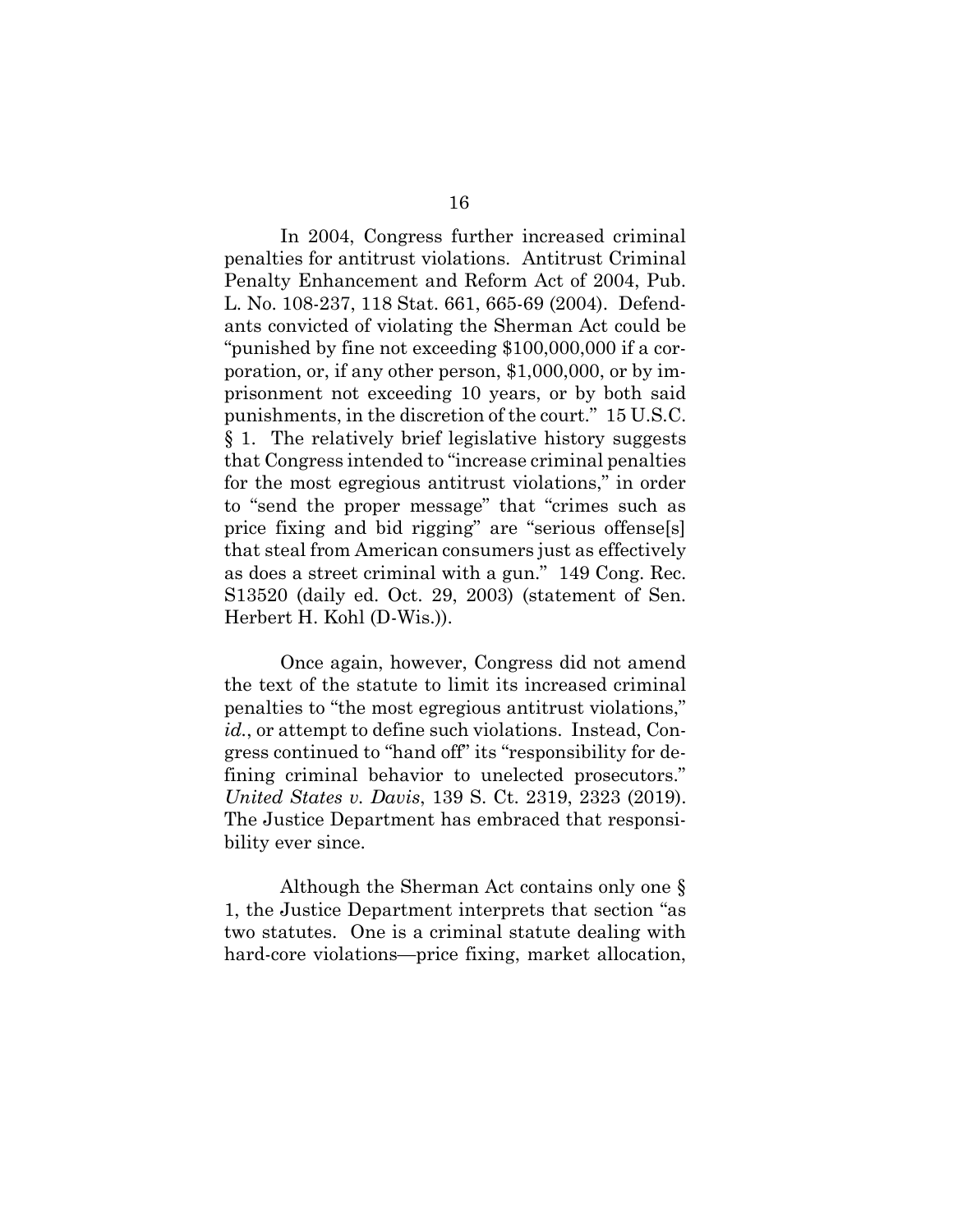In 2004, Congress further increased criminal penalties for antitrust violations. Antitrust Criminal Penalty Enhancement and Reform Act of 2004, Pub. L. No. 108-237, 118 Stat. 661, 665-69 (2004). Defendants convicted of violating the Sherman Act could be "punished by fine not exceeding $100,000,000 if a corporation, or, if any other person, $1,000,000, or by imprisonment not exceeding 10 years, or by both said punishments, in the discretion of the court." 15 U.S.C. § 1. The relatively brief legislative history suggests that Congress intended to "increase criminal penalties for the most egregious antitrust violations," in order to "send the proper message" that "crimes such as price fixing and bid rigging" are "serious offense[s] that steal from American consumers just as effectively as does a street criminal with a gun." 149 Cong. Rec. S13520 (daily ed. Oct. 29, 2003) (statement of Sen. Herbert H. Kohl (D-Wis.)).

Once again, however, Congress did not amend the text of the statute to limit its increased criminal penalties to "the most egregious antitrust violations," *id.*, or attempt to define such violations. Instead, Congress continued to "hand off" its "responsibility for defining criminal behavior to unelected prosecutors." *United States v. Davis*, 139 S. Ct. 2319, 2323 (2019). The Justice Department has embraced that responsibility ever since.

Although the Sherman Act contains only one § 1, the Justice Department interprets that section "as two statutes. One is a criminal statute dealing with hard-core violations—price fixing, market allocation,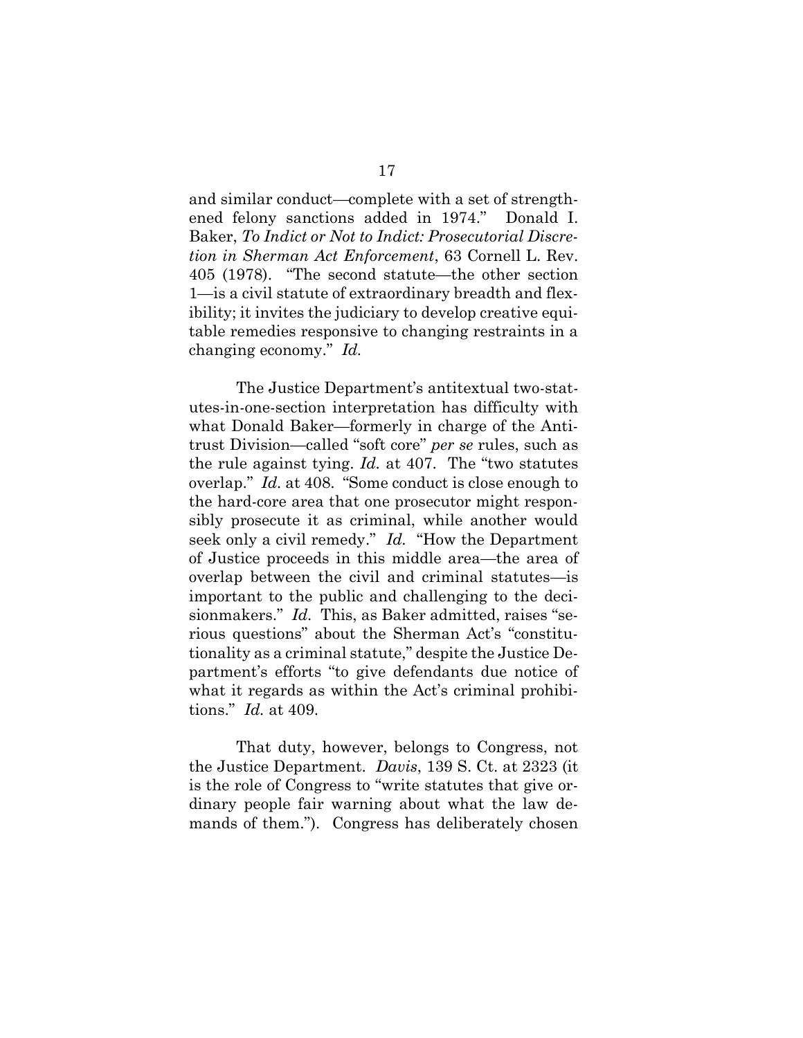and similar conduct—complete with a set of strengthened felony sanctions added in 1974." Donald I. Baker, *To Indict or Not to Indict: Prosecutorial Discretion in Sherman Act Enforcement*, 63 Cornell L. Rev. 405 (1978). "The second statute—the other section 1—is a civil statute of extraordinary breadth and flexibility; it invites the judiciary to develop creative equitable remedies responsive to changing restraints in a changing economy." *Id.*

The Justice Department's antitextual two-statutes-in-one-section interpretation has difficulty with what Donald Baker—formerly in charge of the Antitrust Division—called "soft core" *per se* rules, such as the rule against tying. *Id.* at 407. The "two statutes overlap." *Id.* at 408. "Some conduct is close enough to the hard-core area that one prosecutor might responsibly prosecute it as criminal, while another would seek only a civil remedy." *Id.* "How the Department of Justice proceeds in this middle area—the area of overlap between the civil and criminal statutes—is important to the public and challenging to the decisionmakers." *Id.* This, as Baker admitted, raises "serious questions" about the Sherman Act's "constitutionality as a criminal statute," despite the Justice Department's efforts "to give defendants due notice of what it regards as within the Act's criminal prohibitions." *Id.* at 409.

That duty, however, belongs to Congress, not the Justice Department. *Davis*, 139 S. Ct. at 2323 (it is the role of Congress to "write statutes that give ordinary people fair warning about what the law demands of them."). Congress has deliberately chosen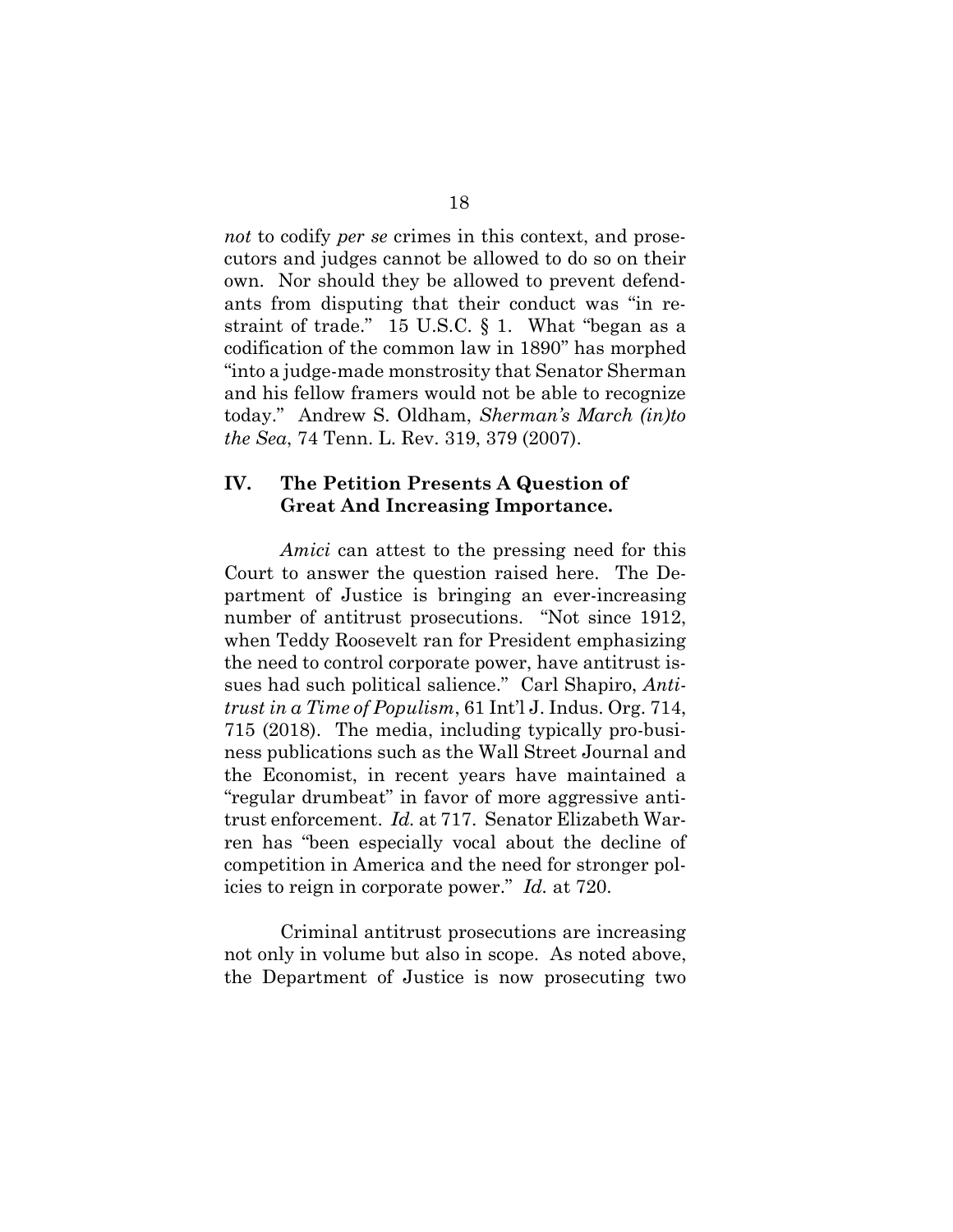*not* to codify *per se* crimes in this context, and prosecutors and judges cannot be allowed to do so on their own. Nor should they be allowed to prevent defendants from disputing that their conduct was "in restraint of trade." 15 U.S.C. § 1. What "began as a codification of the common law in 1890" has morphed "into a judge-made monstrosity that Senator Sherman and his fellow framers would not be able to recognize today." Andrew S. Oldham, *Sherman's March (in)to the Sea*, 74 Tenn. L. Rev. 319, 379 (2007).

## IV. The Petition Presents A Question of Great And Increasing Importance.

*Amici* can attest to the pressing need for this Court to answer the question raised here. The Department of Justice is bringing an ever-increasing number of antitrust prosecutions. "Not since 1912, when Teddy Roosevelt ran for President emphasizing the need to control corporate power, have antitrust issues had such political salience." Carl Shapiro, *Antitrust in a Time of Populism*, 61 Int'l J. Indus. Org. 714, 715 (2018). The media, including typically pro-business publications such as the Wall Street Journal and the Economist, in recent years have maintained a "regular drumbeat" in favor of more aggressive antitrust enforcement. *Id.* at 717. Senator Elizabeth Warren has "been especially vocal about the decline of competition in America and the need for stronger policies to reign in corporate power." *Id.* at 720.

Criminal antitrust prosecutions are increasing not only in volume but also in scope. As noted above, the Department of Justice is now prosecuting two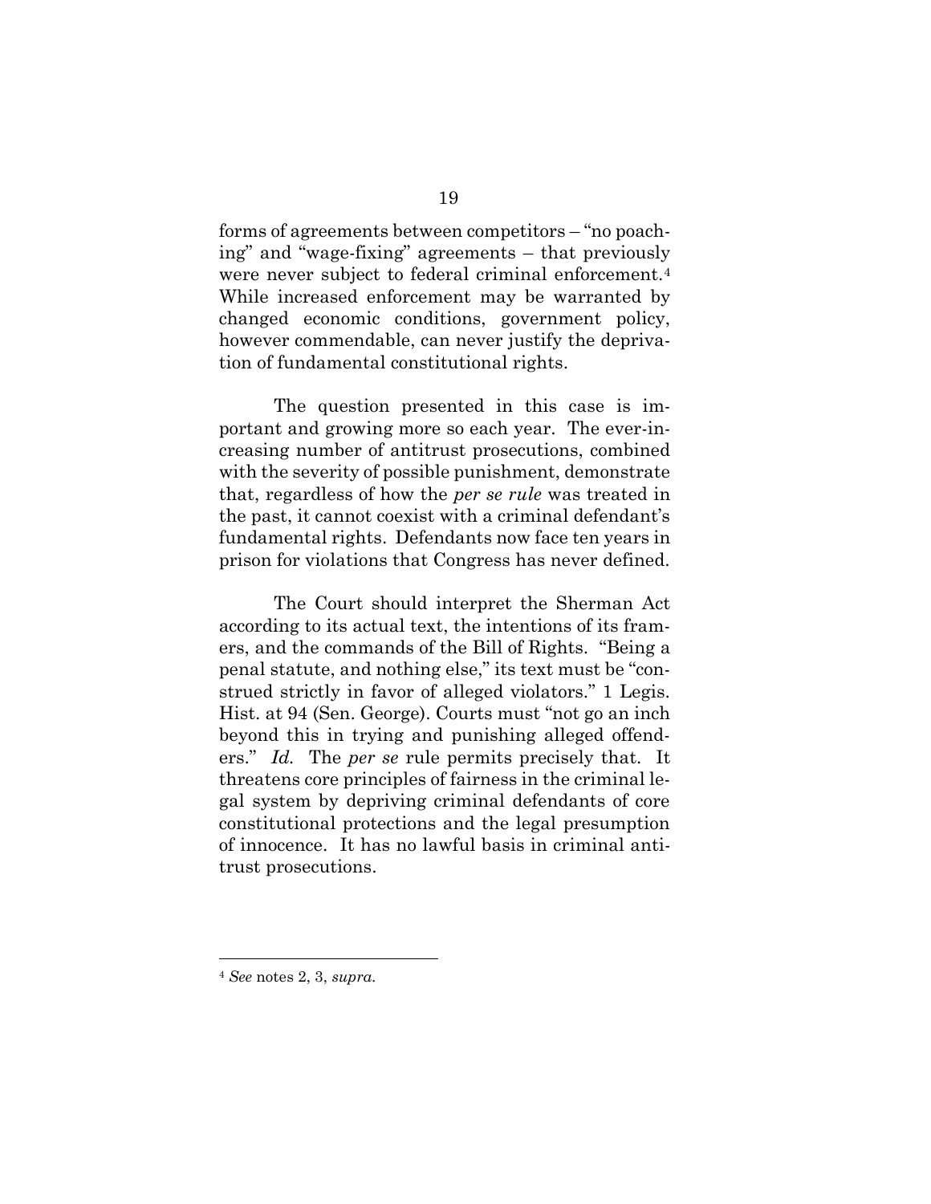forms of agreements between competitors – "no poaching" and "wage-fixing" agreements – that previously were never subject to federal criminal enforcement.[4] While increased enforcement may be warranted by changed economic conditions, government policy, however commendable, can never justify the deprivation of fundamental constitutional rights.

The question presented in this case is important and growing more so each year. The ever-increasing number of antitrust prosecutions, combined with the severity of possible punishment, demonstrate that, regardless of how the *per se rule* was treated in the past, it cannot coexist with a criminal defendant's fundamental rights. Defendants now face ten years in prison for violations that Congress has never defined.

The Court should interpret the Sherman Act according to its actual text, the intentions of its framers, and the commands of the Bill of Rights. "Being a penal statute, and nothing else," its text must be "construed strictly in favor of alleged violators." 1 Legis. Hist. at 94 (Sen. George). Courts must "not go an inch beyond this in trying and punishing alleged offenders." *Id.* The *per se* rule permits precisely that. It threatens core principles of fairness in the criminal legal system by depriving criminal defendants of core constitutional protections and the legal presumption of innocence. It has no lawful basis in criminal antitrust prosecutions.

---

[4] *See* notes 2, 3, *supra*.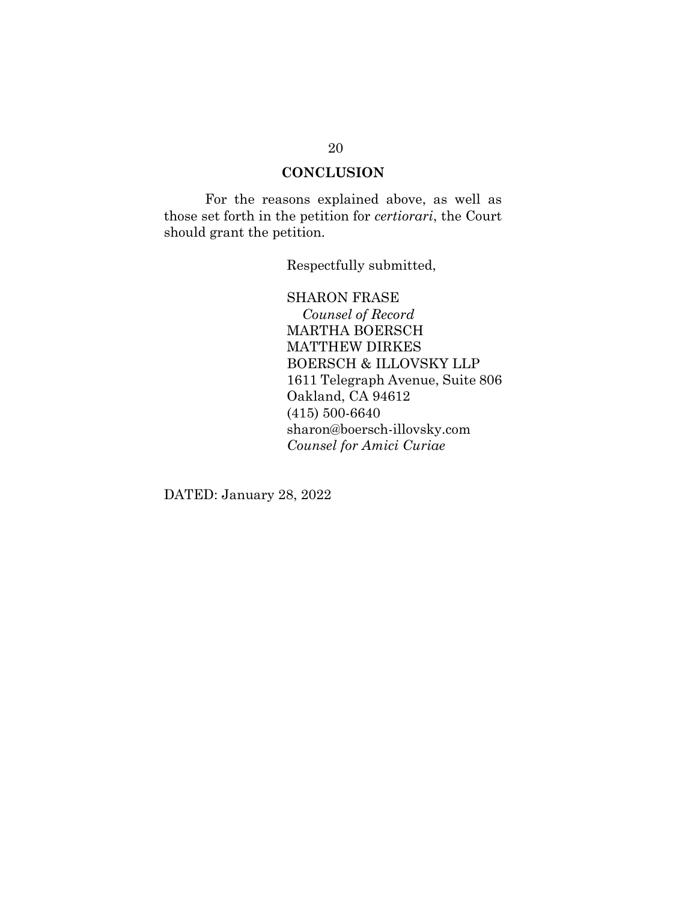## CONCLUSION

For the reasons explained above, as well as those set forth in the petition for *certiorari*, the Court should grant the petition.

Respectfully submitted,

SHARON FRASE
*Counsel of Record*
MARTHA BOERSCH
MATTHEW DIRKES
BOERSCH & ILLOVSKY LLP
1611 Telegraph Avenue, Suite 806
Oakland, CA 94612
(415) 500-6640
sharon@boersch-illovsky.com
*Counsel for Amici Curiae*

DATED: January 28, 2022